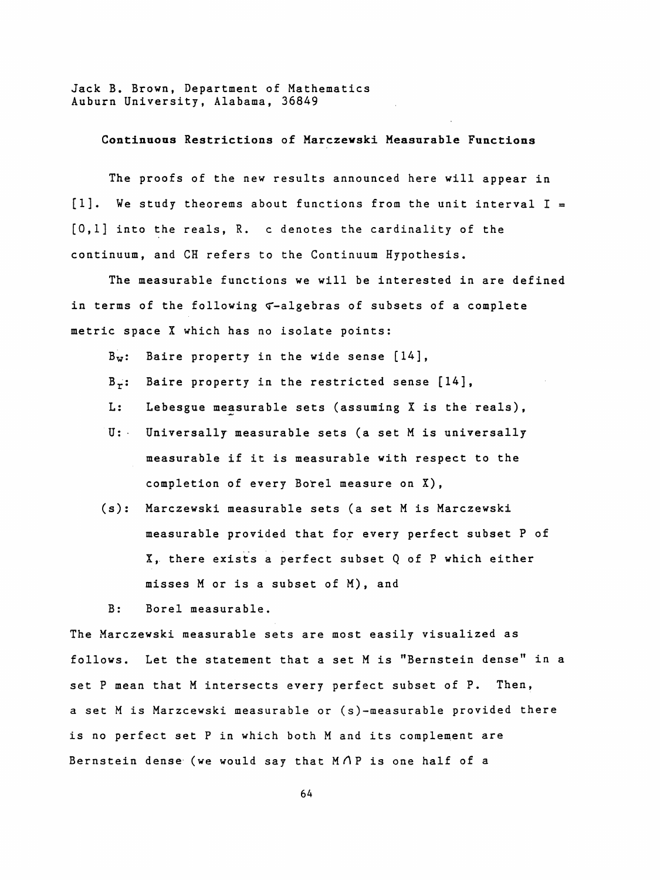Jack B. Brown, Department of Mathematics
Auburn University, Alabama, 36849

## Continuous Restrictions of Marczewski Measurable Functions

The proofs of the new results announced here will appear in [1]. We study theorems about functions from the unit interval $I = [0,1]$ into the reals, $R$. $c$ denotes the cardinality of the continuum, and CH refers to the Continuum Hypothesis.

The measurable functions we will be interested in are defined in terms of the following $\sigma$-algebras of subsets of a complete metric space $X$ which has no isolate points:

- $B_w$: Baire property in the wide sense [14],
- $B_r$: Baire property in the restricted sense [14],
- $L$: Lebesgue measurable sets (assuming $X$ is the reals),
- $U$: Universally measurable sets (a set $M$ is universally measurable if it is measurable with respect to the completion of every Borel measure on $X$),
- $(s)$: Marczewski measurable sets (a set $M$ is Marczewski measurable provided that for every perfect subset $P$ of $X$, there exists a perfect subset $Q$ of $P$ which either misses $M$ or is a subset of $M$), and
- $B$: Borel measurable.

The Marczewski measurable sets are most easily visualized as follows. Let the statement that a set $M$ is "Bernstein dense" in a set $P$ mean that $M$ intersects every perfect subset of $P$. Then, a set $M$ is Marzcewski measurable or (s)-measurable provided there is no perfect set $P$ in which both $M$ and its complement are Bernstein dense (we would say that $M \cap P$ is one half of a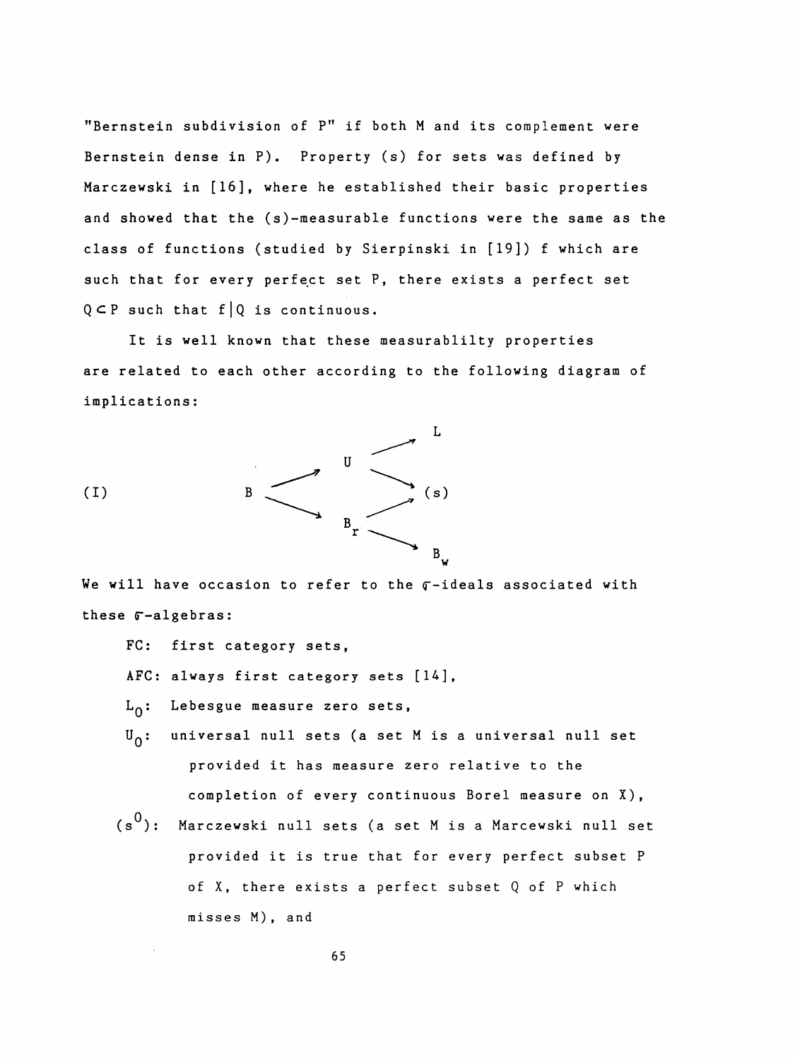"Bernstein subdivision of P" if both M and its complement were Bernstein dense in P). Property (s) for sets was defined by Marczewski in [16], where he established their basic properties and showed that the (s)-measurable functions were the same as the class of functions (studied by Sierpinski in [19]) f which are such that for every perfect set P, there exists a perfect set $Q \subset P$ such that $f|Q$ is continuous.

It is well known that these measurablilty properties are related to each other according to the following diagram of implications:

$$
\text{(I)} \qquad
\begin{array}{ccccc}
 & & & & L \\
 & & & \nearrow & \\
 & & U & & \\
 & \nearrow & & \searrow & \\
B & & & & (s) \\
 & \searrow & & \nearrow & \\
 & & B_r & & \\
 & & & \searrow & \\
 & & & & B_w
\end{array}
$$

We will have occasion to refer to the $\sigma$-ideals associated with these $\sigma$-algebras:

- FC: first category sets,
- AFC: always first category sets [14],
- $L_0$: Lebesgue measure zero sets,
- $U_0$: universal null sets (a set M is a universal null set provided it has measure zero relative to the completion of every continuous Borel measure on X),
- $(s^0)$: Marczewski null sets (a set M is a Marcewski null set provided it is true that for every perfect subset P of X, there exists a perfect subset Q of P which misses M), and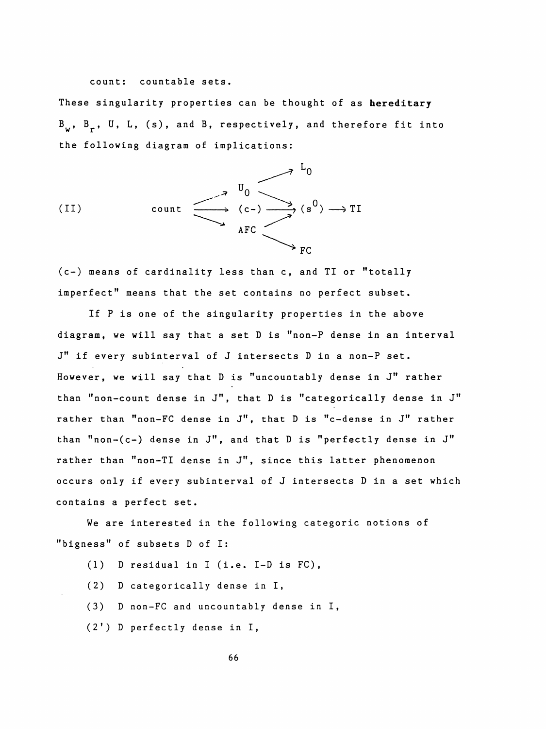count: countable sets.

These singularity properties can be thought of as **hereditary** $B_w$, $B_r$, U, L, (s), and B, respectively, and therefore fit into the following diagram of implications:

$$\text{(II)} \qquad \text{count} \begin{array}{l} \nearrow U_0 \\ \longrightarrow (c-) \\ \searrow AFC \end{array} \qquad U_0 \to L_0, \quad U_0 \to (s^0), \quad (c-) \to (s^0), \quad AFC \to (s^0), \quad AFC \to FC, \quad (s^0) \longrightarrow TI$$

(c-) means of cardinality less than c, and TI or "totally imperfect" means that the set contains no perfect subset.

If P is one of the singularity properties in the above diagram, we will say that a set D is "non-P dense in an interval J" if every subinterval of J intersects D in a non-P set. However, we will say that D is "uncountably dense in J" rather than "non-count dense in J", that D is "categorically dense in J" rather than "non-FC dense in J", that D is "c-dense in J" rather than "non-(c-) dense in J", and that D is "perfectly dense in J" rather than "non-TI dense in J", since this latter phenomenon occurs only if every subinterval of J intersects D in a set which contains a perfect set.

We are interested in the following categoric notions of "bigness" of subsets D of I:

(1) D residual in I (i.e. I-D is FC),

(2) D categorically dense in I,

(3) D non-FC and uncountably dense in I,

(2') D perfectly dense in I,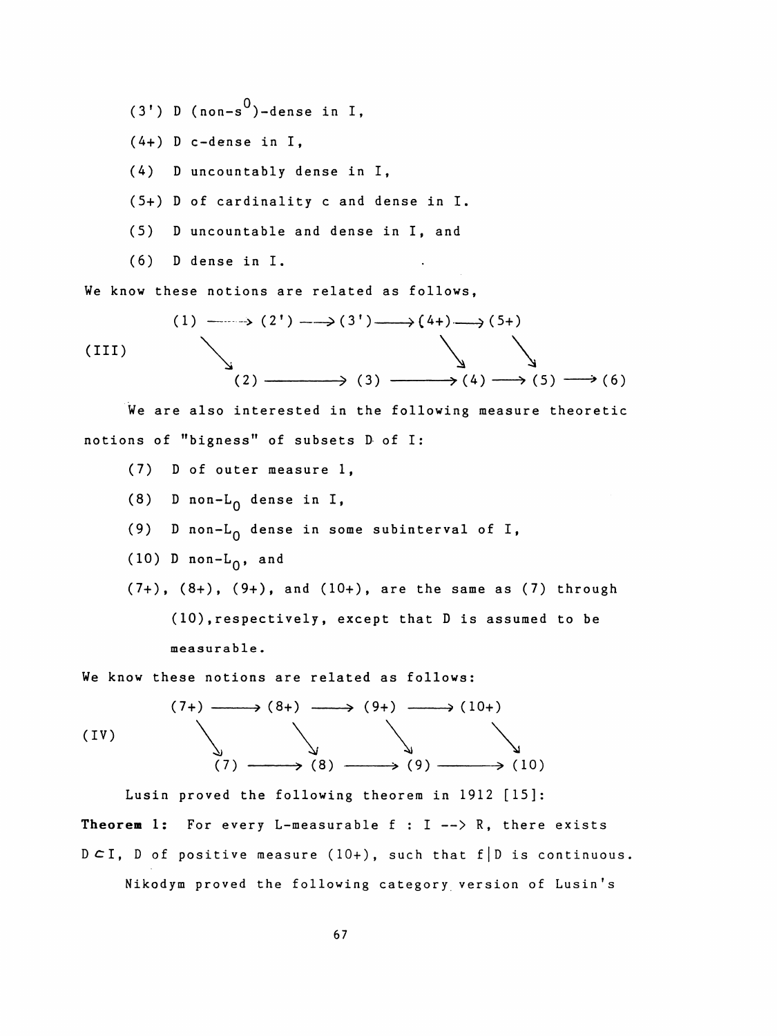(3') D (non-$s^0$)-dense in I,

(4+) D c-dense in I,

(4) D uncountably dense in I,

(5+) D of cardinality c and dense in I.

(5) D uncountable and dense in I, and

(6) D dense in I.

We know these notions are related as follows,

$$
\text{(III)} \qquad
\begin{array}{ccccccccccc}
(1) & \longrightarrow & (2') & \longrightarrow & (3') & \longrightarrow & (4+) & \longrightarrow & (5+) & & \\
 & \searrow & & & & & & \searrow & & \searrow & \\
 & & (2) & \longrightarrow & (3) & \longrightarrow & & & (4) & \longrightarrow (5) & \longrightarrow (6)
\end{array}
$$

We are also interested in the following measure theoretic notions of "bigness" of subsets D of I:

(7) D of outer measure 1,

(8) D non-$L_0$ dense in I,

(9) D non-$L_0$ dense in some subinterval of I,

(10) D non-$L_0$, and

(7+), (8+), (9+), and (10+), are the same as (7) through (10), respectively, except that D is assumed to be measurable.

We know these notions are related as follows:

$$
\text{(IV)} \qquad
\begin{array}{ccccccc}
(7+) & \longrightarrow & (8+) & \longrightarrow & (9+) & \longrightarrow & (10+) \\
\downarrow & & \downarrow & & \downarrow & & \downarrow \\
(7) & \longrightarrow & (8) & \longrightarrow & (9) & \longrightarrow & (10)
\end{array}
$$

Lusin proved the following theorem in 1912 [15]:

**Theorem 1:** For every L-measurable $f : I \rightarrow R$, there exists $D \subset I$, D of positive measure (10+), such that $f|D$ is continuous.

Nikodym proved the following category version of Lusin's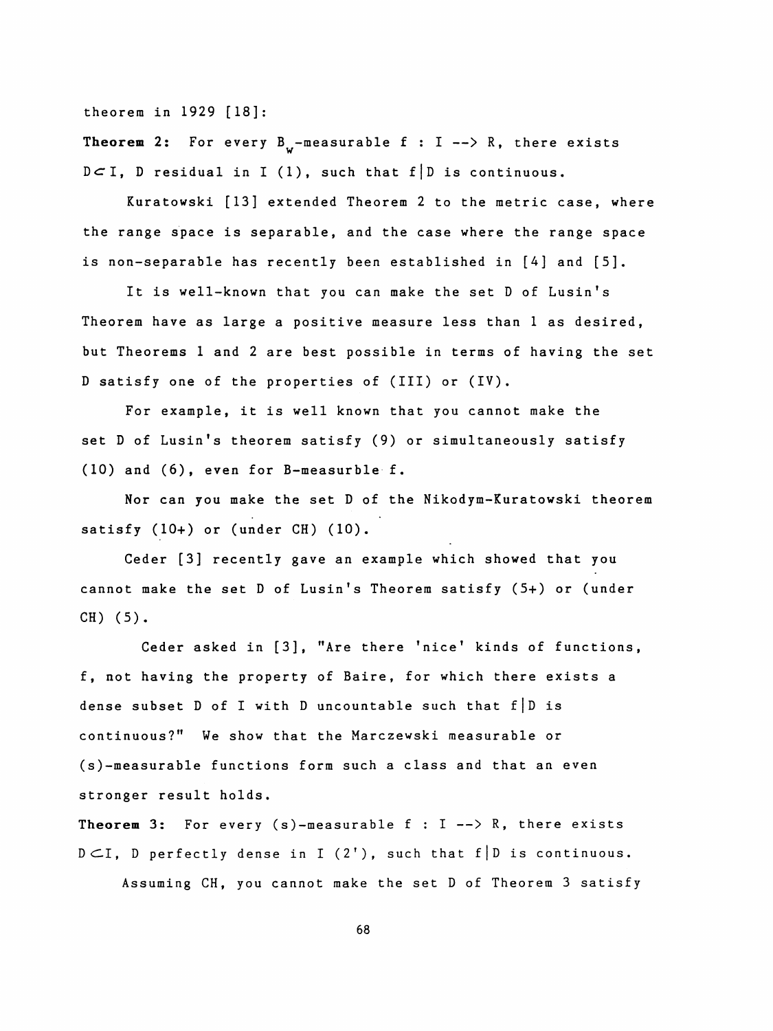theorem in 1929 [18]:

**Theorem 2:** For every $B_w$-measurable $f : I \to R$, there exists $D \subset I$, $D$ residual in $I$ (1), such that $f|D$ is continuous.

Kuratowski [13] extended Theorem 2 to the metric case, where the range space is separable, and the case where the range space is non-separable has recently been established in [4] and [5].

It is well-known that you can make the set D of Lusin's Theorem have as large a positive measure less than 1 as desired, but Theorems 1 and 2 are best possible in terms of having the set D satisfy one of the properties of (III) or (IV).

For example, it is well known that you cannot make the set D of Lusin's theorem satisfy (9) or simultaneously satisfy (10) and (6), even for B-measurble f.

Nor can you make the set D of the Nikodym-Kuratowski theorem satisfy (10+) or (under CH) (10).

Ceder [3] recently gave an example which showed that you cannot make the set D of Lusin's Theorem satisfy (5+) or (under CH) (5).

Ceder asked in [3], "Are there 'nice' kinds of functions, f, not having the property of Baire, for which there exists a dense subset D of I with D uncountable such that $f|D$ is continuous?" We show that the Marczewski measurable or (s)-measurable functions form such a class and that an even stronger result holds.

**Theorem 3:** For every (s)-measurable $f : I \to R$, there exists $D \subset I$, $D$ perfectly dense in $I$ (2'), such that $f|D$ is continuous.

Assuming CH, you cannot make the set D of Theorem 3 satisfy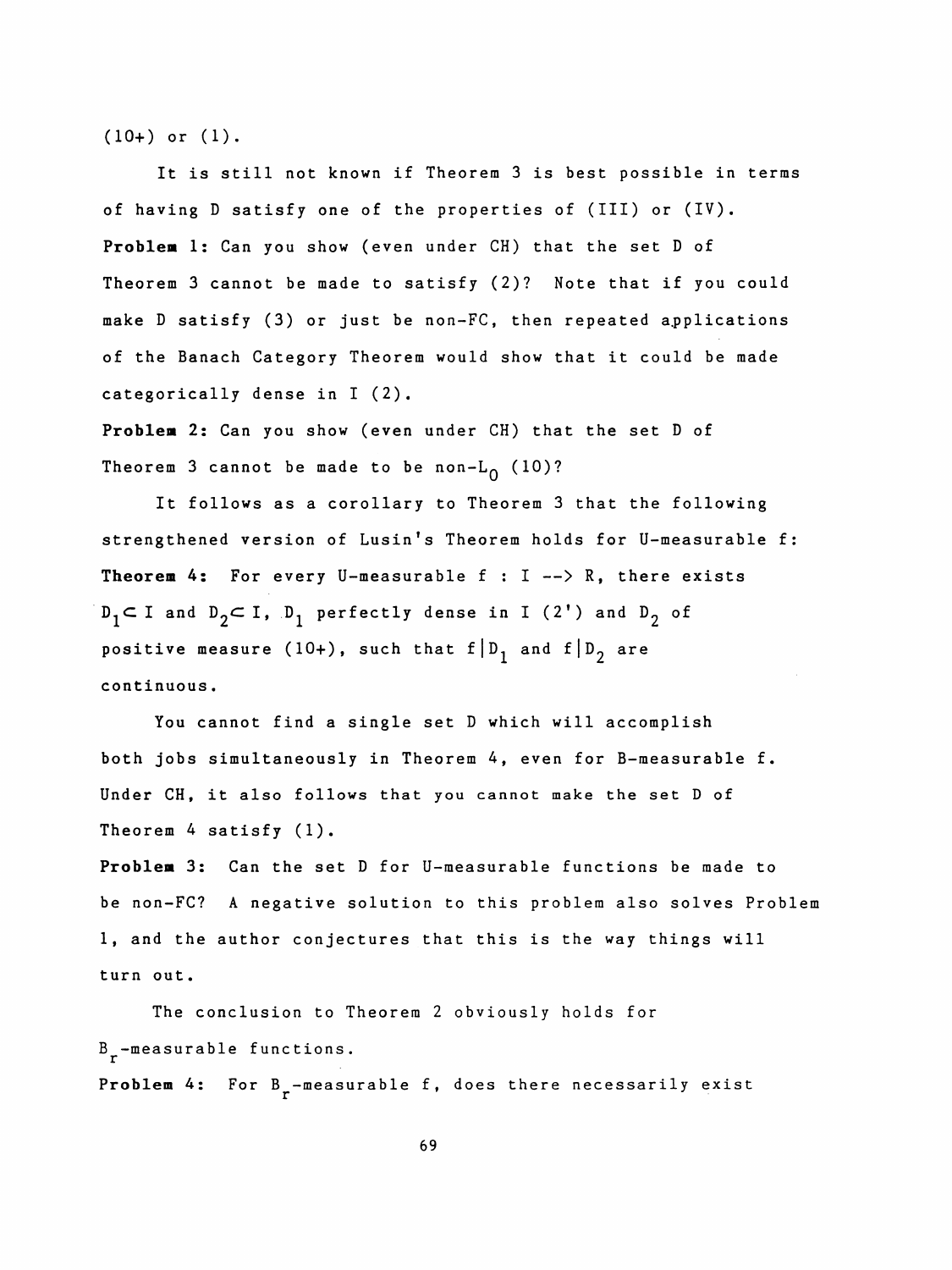(10+) or (1).

It is still not known if Theorem 3 is best possible in terms of having D satisfy one of the properties of (III) or (IV).

**Problem 1:** Can you show (even under CH) that the set D of Theorem 3 cannot be made to satisfy (2)? Note that if you could make D satisfy (3) or just be non-FC, then repeated applications of the Banach Category Theorem would show that it could be made categorically dense in I (2).

**Problem 2:** Can you show (even under CH) that the set D of Theorem 3 cannot be made to be non-$L_0$ (10)?

It follows as a corollary to Theorem 3 that the following strengthened version of Lusin's Theorem holds for U-measurable f:

**Theorem 4:** For every U-measurable $f : I \to R$, there exists $D_1 \subset I$ and $D_2 \subset I$, $D_1$ perfectly dense in I (2') and $D_2$ of positive measure (10+), such that $f|D_1$ and $f|D_2$ are continuous.

You cannot find a single set D which will accomplish both jobs simultaneously in Theorem 4, even for B-measurable f. Under CH, it also follows that you cannot make the set D of Theorem 4 satisfy (1).

**Problem 3:** Can the set D for U-measurable functions be made to be non-FC? A negative solution to this problem also solves Problem 1, and the author conjectures that this is the way things will turn out.

The conclusion to Theorem 2 obviously holds for $B_r$-measurable functions.

**Problem 4:** For $B_r$-measurable f, does there necessarily exist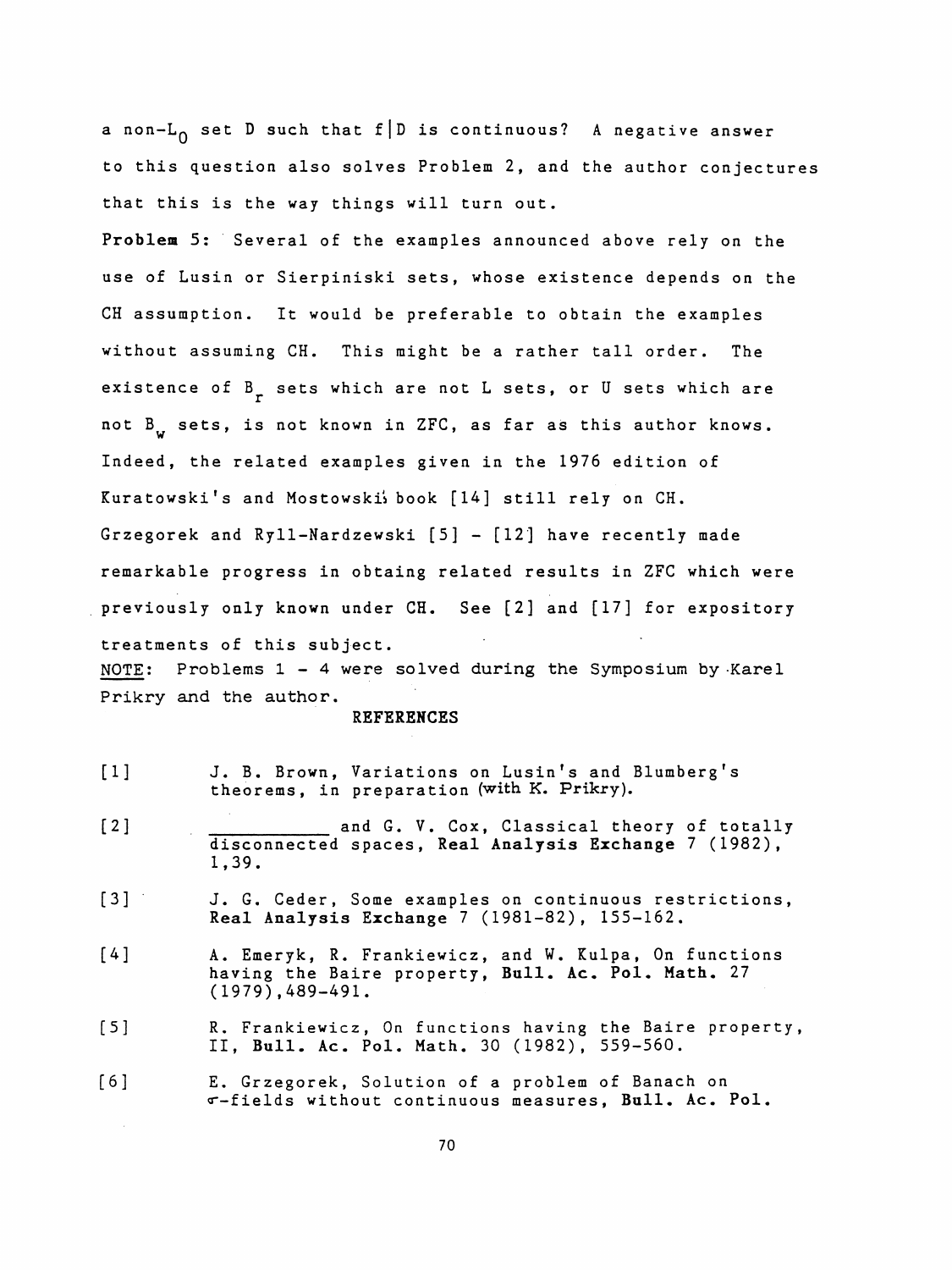a non-$L_0$ set D such that $f|D$ is continuous? A negative answer to this question also solves Problem 2, and the author conjectures that this is the way things will turn out.

**Problem 5:** Several of the examples announced above rely on the use of Lusin or Sierpiniski sets, whose existence depends on the CH assumption. It would be preferable to obtain the examples without assuming CH. This might be a rather tall order. The existence of $B_r$ sets which are not L sets, or U sets which are not $B_w$ sets, is not known in ZFC, as far as this author knows. Indeed, the related examples given in the 1976 edition of Kuratowski's and Mostowski's book [14] still rely on CH. Grzegorek and Ryll-Nardzewski [5] - [12] have recently made remarkable progress in obtaing related results in ZFC which were previously only known under CH. See [2] and [17] for expository treatments of this subject.

NOTE: Problems 1 - 4 were solved during the Symposium by Karel Prikry and the author.

## REFERENCES

[1] J. B. Brown, Variations on Lusin's and Blumberg's theorems, in preparation (with K. Prikry).

[2] ___________ and G. V. Cox, Classical theory of totally disconnected spaces, **Real Analysis Exchange** 7 (1982), 1,39.

[3] J. G. Ceder, Some examples on continuous restrictions, **Real Analysis Exchange** 7 (1981-82), 155-162.

[4] A. Emeryk, R. Frankiewicz, and W. Kulpa, On functions having the Baire property, **Bull. Ac. Pol. Math.** 27 (1979), 489-491.

[5] R. Frankiewicz, On functions having the Baire property, II, **Bull. Ac. Pol. Math.** 30 (1982), 559-560.

[6] E. Grzegorek, Solution of a problem of Banach on $\sigma$-fields without continuous measures, **Bull. Ac. Pol.**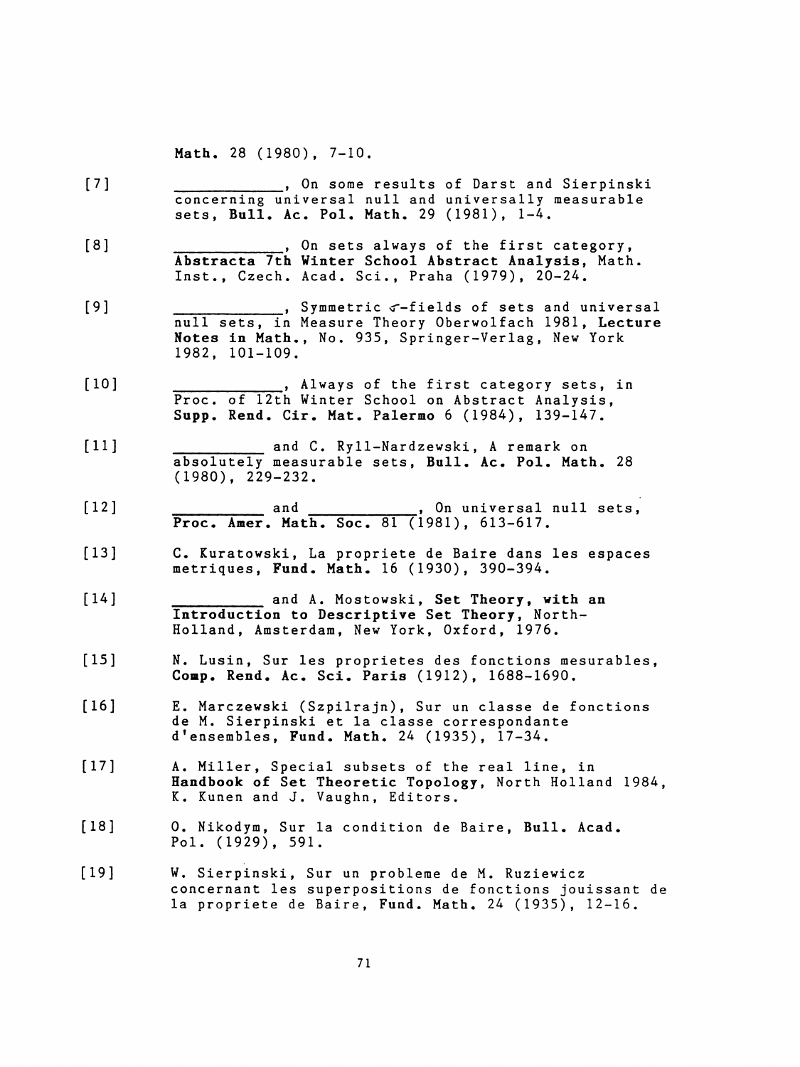**Math.** 28 (1980), 7-10.

[7] ____________, On some results of Darst and Sierpinski concerning universal null and universally measurable sets, **Bull. Ac. Pol. Math.** 29 (1981), 1-4.

[8] ____________, On sets always of the first category, **Abstracta 7th Winter School Abstract Analysis**, Math. Inst., Czech. Acad. Sci., Praha (1979), 20-24.

[9] ____________, Symmetric $\sigma$-fields of sets and universal null sets, in Measure Theory Oberwolfach 1981, **Lecture Notes in Math.**, No. 935, Springer-Verlag, New York 1982, 101-109.

[10] ____________, Always of the first category sets, in Proc. of 12th Winter School on Abstract Analysis, **Supp. Rend. Cir. Mat. Palermo** 6 (1984), 139-147.

[11] __________ and C. Ryll-Nardzewski, A remark on absolutely measurable sets, **Bull. Ac. Pol. Math.** 28 (1980), 229-232.

[12] __________ and ____________, On universal null sets, **Proc. Amer. Math. Soc.** 81 (1981), 613-617.

[13] C. Kuratowski, La propriete de Baire dans les espaces metriques, **Fund. Math.** 16 (1930), 390-394.

[14] __________ and A. Mostowski, **Set Theory, with an Introduction to Descriptive Set Theory**, North-Holland, Amsterdam, New York, Oxford, 1976.

[15] N. Lusin, Sur les proprietes des fonctions mesurables, **Comp. Rend. Ac. Sci. Paris** (1912), 1688-1690.

[16] E. Marczewski (Szpilrajn), Sur un classe de fonctions de M. Sierpinski et la classe correspondante d'ensembles, **Fund. Math.** 24 (1935), 17-34.

[17] A. Miller, Special subsets of the real line, in **Handbook of Set Theoretic Topology**, North Holland 1984, K. Kunen and J. Vaughn, Editors.

[18] O. Nikodym, Sur la condition de Baire, **Bull. Acad. Pol.** (1929), 591.

[19] W. Sierpinski, Sur un probleme de M. Ruziewicz concernant les superpositions de fonctions jouissant de la propriete de Baire, **Fund. Math.** 24 (1935), 12-16.